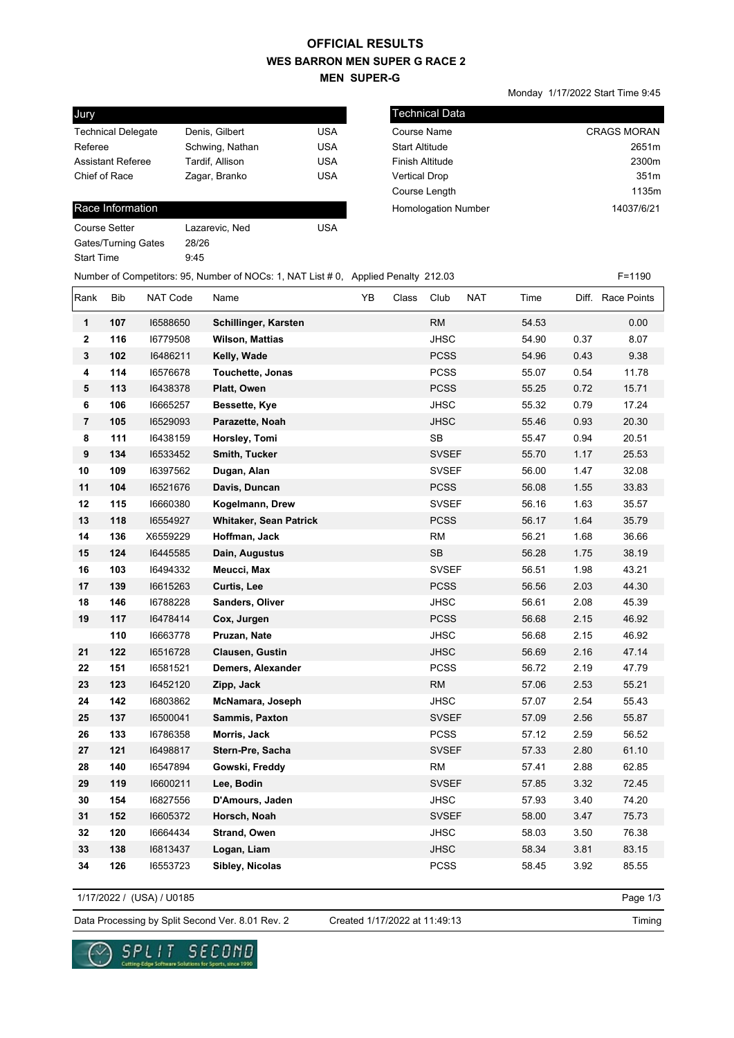# OFFICIAL RESULTS
## WES BARRON MEN SUPER G RACE 2
### MEN SUPER-G

Monday 1/17/2022 Start Time 9:45

| Jury | | |
|---|---|---|
| Technical Delegate | Denis, Gilbert | USA |
| Referee | Schwing, Nathan | USA |
| Assistant Referee | Tardif, Allison | USA |
| Chief of Race | Zagar, Branko | USA |

| Technical Data | |
|---|---|
| Course Name | CRAGS MORAN |
| Start Altitude | 2651m |
| Finish Altitude | 2300m |
| Vertical Drop | 351m |
| Course Length | 1135m |
| Homologation Number | 14037/6/21 |

| Race Information | | |
|---|---|---|
| Course Setter | Lazarevic, Ned | USA |
| Gates/Turning Gates | 28/26 | |
| Start Time | 9:45 | |

Number of Competitors: 95, Number of NOCs: 1, NAT List # 0, Applied Penalty 212.03 F=1190

| Rank | Bib | NAT Code | Name | YB | Class | Club | NAT | Time | Diff. | Race Points |
|---|---|---|---|---|---|---|---|---|---|---|
| **1** | **107** | I6588650 | **Schillinger, Karsten** | | | RM | | 54.53 | | 0.00 |
| **2** | **116** | I6779508 | **Wilson, Mattias** | | | JHSC | | 54.90 | 0.37 | 8.07 |
| **3** | **102** | I6486211 | **Kelly, Wade** | | | PCSS | | 54.96 | 0.43 | 9.38 |
| **4** | **114** | I6576678 | **Touchette, Jonas** | | | PCSS | | 55.07 | 0.54 | 11.78 |
| **5** | **113** | I6438378 | **Platt, Owen** | | | PCSS | | 55.25 | 0.72 | 15.71 |
| **6** | **106** | I6665257 | **Bessette, Kye** | | | JHSC | | 55.32 | 0.79 | 17.24 |
| **7** | **105** | I6529093 | **Parazette, Noah** | | | JHSC | | 55.46 | 0.93 | 20.30 |
| **8** | **111** | I6438159 | **Horsley, Tomi** | | | SB | | 55.47 | 0.94 | 20.51 |
| **9** | **134** | I6533452 | **Smith, Tucker** | | | SVSEF | | 55.70 | 1.17 | 25.53 |
| **10** | **109** | I6397562 | **Dugan, Alan** | | | SVSEF | | 56.00 | 1.47 | 32.08 |
| **11** | **104** | I6521676 | **Davis, Duncan** | | | PCSS | | 56.08 | 1.55 | 33.83 |
| **12** | **115** | I6660380 | **Kogelmann, Drew** | | | SVSEF | | 56.16 | 1.63 | 35.57 |
| **13** | **118** | I6554927 | **Whitaker, Sean Patrick** | | | PCSS | | 56.17 | 1.64 | 35.79 |
| **14** | **136** | X6559229 | **Hoffman, Jack** | | | RM | | 56.21 | 1.68 | 36.66 |
| **15** | **124** | I6445585 | **Dain, Augustus** | | | SB | | 56.28 | 1.75 | 38.19 |
| **16** | **103** | I6494332 | **Meucci, Max** | | | SVSEF | | 56.51 | 1.98 | 43.21 |
| **17** | **139** | I6615263 | **Curtis, Lee** | | | PCSS | | 56.56 | 2.03 | 44.30 |
| **18** | **146** | I6788228 | **Sanders, Oliver** | | | JHSC | | 56.61 | 2.08 | 45.39 |
| **19** | **117** | I6478414 | **Cox, Jurgen** | | | PCSS | | 56.68 | 2.15 | 46.92 |
| | **110** | I6663778 | **Pruzan, Nate** | | | JHSC | | 56.68 | 2.15 | 46.92 |
| **21** | **122** | I6516728 | **Clausen, Gustin** | | | JHSC | | 56.69 | 2.16 | 47.14 |
| **22** | **151** | I6581521 | **Demers, Alexander** | | | PCSS | | 56.72 | 2.19 | 47.79 |
| **23** | **123** | I6452120 | **Zipp, Jack** | | | RM | | 57.06 | 2.53 | 55.21 |
| **24** | **142** | I6803862 | **McNamara, Joseph** | | | JHSC | | 57.07 | 2.54 | 55.43 |
| **25** | **137** | I6500041 | **Sammis, Paxton** | | | SVSEF | | 57.09 | 2.56 | 55.87 |
| **26** | **133** | I6786358 | **Morris, Jack** | | | PCSS | | 57.12 | 2.59 | 56.52 |
| **27** | **121** | I6498817 | **Stern-Pre, Sacha** | | | SVSEF | | 57.33 | 2.80 | 61.10 |
| **28** | **140** | I6547894 | **Gowski, Freddy** | | | RM | | 57.41 | 2.88 | 62.85 |
| **29** | **119** | I6600211 | **Lee, Bodin** | | | SVSEF | | 57.85 | 3.32 | 72.45 |
| **30** | **154** | I6827556 | **D'Amours, Jaden** | | | JHSC | | 57.93 | 3.40 | 74.20 |
| **31** | **152** | I6605372 | **Horsch, Noah** | | | SVSEF | | 58.00 | 3.47 | 75.73 |
| **32** | **120** | I6664434 | **Strand, Owen** | | | JHSC | | 58.03 | 3.50 | 76.38 |
| **33** | **138** | I6813437 | **Logan, Liam** | | | JHSC | | 58.34 | 3.81 | 83.15 |
| **34** | **126** | I6553723 | **Sibley, Nicolas** | | | PCSS | | 58.45 | 3.92 | 85.55 |

1/17/2022 / (USA) / U0185

Data Processing by Split Second Ver. 8.01 Rev. 2 Created 1/17/2022 at 11:49:13 Timing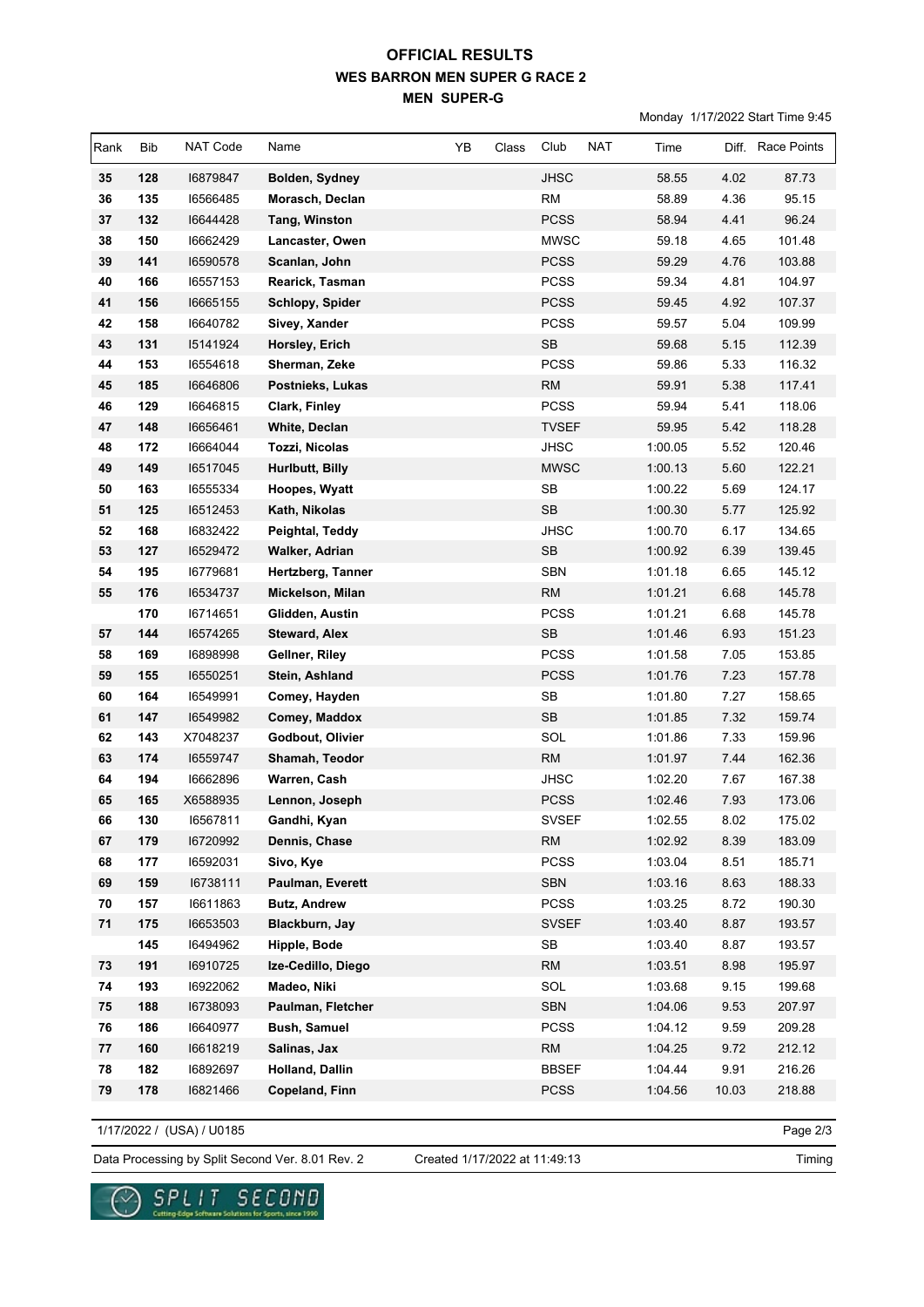# OFFICIAL RESULTS
## WES BARRON MEN SUPER G RACE 2
### MEN SUPER-G

Monday 1/17/2022 Start Time 9:45

| Rank | Bib | NAT Code | Name | YB | Class | Club | NAT | Time | Diff. | Race Points |
|---|---|---|---|---|---|---|---|---|---|---|
| 35 | 128 | I6879847 | **Bolden, Sydney** | | | JHSC | | 58.55 | 4.02 | 87.73 |
| 36 | 135 | I6566485 | **Morasch, Declan** | | | RM | | 58.89 | 4.36 | 95.15 |
| 37 | 132 | I6644428 | **Tang, Winston** | | | PCSS | | 58.94 | 4.41 | 96.24 |
| 38 | 150 | I6662429 | **Lancaster, Owen** | | | MWSC | | 59.18 | 4.65 | 101.48 |
| 39 | 141 | I6590578 | **Scanlan, John** | | | PCSS | | 59.29 | 4.76 | 103.88 |
| 40 | 166 | I6557153 | **Rearick, Tasman** | | | PCSS | | 59.34 | 4.81 | 104.97 |
| 41 | 156 | I6665155 | **Schlopy, Spider** | | | PCSS | | 59.45 | 4.92 | 107.37 |
| 42 | 158 | I6640782 | **Sivey, Xander** | | | PCSS | | 59.57 | 5.04 | 109.99 |
| 43 | 131 | I5141924 | **Horsley, Erich** | | | SB | | 59.68 | 5.15 | 112.39 |
| 44 | 153 | I6554618 | **Sherman, Zeke** | | | PCSS | | 59.86 | 5.33 | 116.32 |
| 45 | 185 | I6646806 | **Postnieks, Lukas** | | | RM | | 59.91 | 5.38 | 117.41 |
| 46 | 129 | I6646815 | **Clark, Finley** | | | PCSS | | 59.94 | 5.41 | 118.06 |
| 47 | 148 | I6656461 | **White, Declan** | | | TVSEF | | 59.95 | 5.42 | 118.28 |
| 48 | 172 | I6664044 | **Tozzi, Nicolas** | | | JHSC | | 1:00.05 | 5.52 | 120.46 |
| 49 | 149 | I6517045 | **Hurlbutt, Billy** | | | MWSC | | 1:00.13 | 5.60 | 122.21 |
| 50 | 163 | I6555334 | **Hoopes, Wyatt** | | | SB | | 1:00.22 | 5.69 | 124.17 |
| 51 | 125 | I6512453 | **Kath, Nikolas** | | | SB | | 1:00.30 | 5.77 | 125.92 |
| 52 | 168 | I6832422 | **Peightal, Teddy** | | | JHSC | | 1:00.70 | 6.17 | 134.65 |
| 53 | 127 | I6529472 | **Walker, Adrian** | | | SB | | 1:00.92 | 6.39 | 139.45 |
| 54 | 195 | I6779681 | **Hertzberg, Tanner** | | | SBN | | 1:01.18 | 6.65 | 145.12 |
| 55 | 176 | I6534737 | **Mickelson, Milan** | | | RM | | 1:01.21 | 6.68 | 145.78 |
| | 170 | I6714651 | **Glidden, Austin** | | | PCSS | | 1:01.21 | 6.68 | 145.78 |
| 57 | 144 | I6574265 | **Steward, Alex** | | | SB | | 1:01.46 | 6.93 | 151.23 |
| 58 | 169 | I6898998 | **Gellner, Riley** | | | PCSS | | 1:01.58 | 7.05 | 153.85 |
| 59 | 155 | I6550251 | **Stein, Ashland** | | | PCSS | | 1:01.76 | 7.23 | 157.78 |
| 60 | 164 | I6549991 | **Comey, Hayden** | | | SB | | 1:01.80 | 7.27 | 158.65 |
| 61 | 147 | I6549982 | **Comey, Maddox** | | | SB | | 1:01.85 | 7.32 | 159.74 |
| 62 | 143 | X7048237 | **Godbout, Olivier** | | | SOL | | 1:01.86 | 7.33 | 159.96 |
| 63 | 174 | I6559747 | **Shamah, Teodor** | | | RM | | 1:01.97 | 7.44 | 162.36 |
| 64 | 194 | I6662896 | **Warren, Cash** | | | JHSC | | 1:02.20 | 7.67 | 167.38 |
| 65 | 165 | X6588935 | **Lennon, Joseph** | | | PCSS | | 1:02.46 | 7.93 | 173.06 |
| 66 | 130 | I6567811 | **Gandhi, Kyan** | | | SVSEF | | 1:02.55 | 8.02 | 175.02 |
| 67 | 179 | I6720992 | **Dennis, Chase** | | | RM | | 1:02.92 | 8.39 | 183.09 |
| 68 | 177 | I6592031 | **Sivo, Kye** | | | PCSS | | 1:03.04 | 8.51 | 185.71 |
| 69 | 159 | I6738111 | **Paulman, Everett** | | | SBN | | 1:03.16 | 8.63 | 188.33 |
| 70 | 157 | I6611863 | **Butz, Andrew** | | | PCSS | | 1:03.25 | 8.72 | 190.30 |
| 71 | 175 | I6653503 | **Blackburn, Jay** | | | SVSEF | | 1:03.40 | 8.87 | 193.57 |
| | 145 | I6494962 | **Hipple, Bode** | | | SB | | 1:03.40 | 8.87 | 193.57 |
| 73 | 191 | I6910725 | **Ize-Cedillo, Diego** | | | RM | | 1:03.51 | 8.98 | 195.97 |
| 74 | 193 | I6922062 | **Madeo, Niki** | | | SOL | | 1:03.68 | 9.15 | 199.68 |
| 75 | 188 | I6738093 | **Paulman, Fletcher** | | | SBN | | 1:04.06 | 9.53 | 207.97 |
| 76 | 186 | I6640977 | **Bush, Samuel** | | | PCSS | | 1:04.12 | 9.59 | 209.28 |
| 77 | 160 | I6618219 | **Salinas, Jax** | | | RM | | 1:04.25 | 9.72 | 212.12 |
| 78 | 182 | I6892697 | **Holland, Dallin** | | | BBSEF | | 1:04.44 | 9.91 | 216.26 |
| 79 | 178 | I6821466 | **Copeland, Finn** | | | PCSS | | 1:04.56 | 10.03 | 218.88 |

1/17/2022 / (USA) / U0185

Data Processing by Split Second Ver. 8.01 Rev. 2 Created 1/17/2022 at 11:49:13 Timing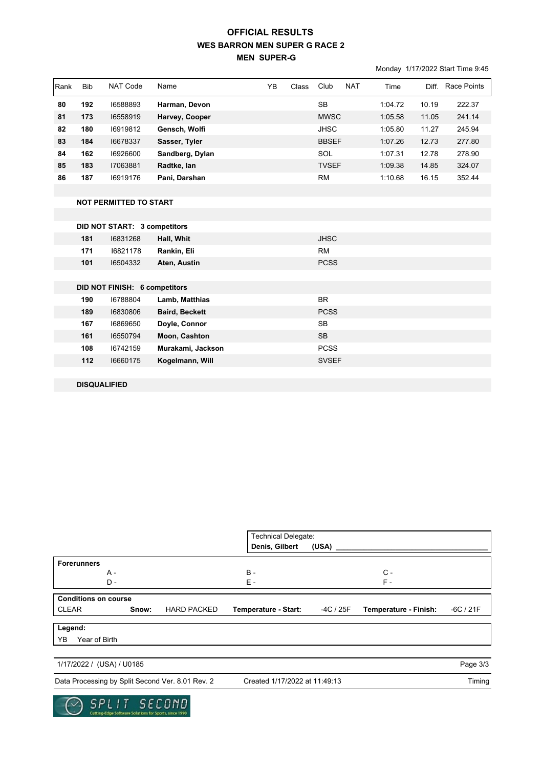# OFFICIAL RESULTS

## WES BARRON MEN SUPER G RACE 2

### MEN SUPER-G

Monday 1/17/2022 Start Time 9:45

| Rank | Bib | NAT Code | Name | YB | Class | Club | NAT | Time | Diff. | Race Points |
|---|---|---|---|---|---|---|---|---|---|---|
| 80 | 192 | I6588893 | **Harman, Devon** | | | SB | | 1:04.72 | 10.19 | 222.37 |
| 81 | 173 | I6558919 | **Harvey, Cooper** | | | MWSC | | 1:05.58 | 11.05 | 241.14 |
| 82 | 180 | I6919812 | **Gensch, Wolfi** | | | JHSC | | 1:05.80 | 11.27 | 245.94 |
| 83 | 184 | I6678337 | **Sasser, Tyler** | | | BBSEF | | 1:07.26 | 12.73 | 277.80 |
| 84 | 162 | I6926600 | **Sandberg, Dylan** | | | SOL | | 1:07.31 | 12.78 | 278.90 |
| 85 | 183 | I7063881 | **Radtke, Ian** | | | TVSEF | | 1:09.38 | 14.85 | 324.07 |
| 86 | 187 | I6919176 | **Pani, Darshan** | | | RM | | 1:10.68 | 16.15 | 352.44 |

**NOT PERMITTED TO START**

**DID NOT START: 3 competitors**

| Bib | NAT Code | Name | Club |
|---|---|---|---|
| 181 | I6831268 | **Hall, Whit** | JHSC |
| 171 | I6821178 | **Rankin, Eli** | RM |
| 101 | I6504332 | **Aten, Austin** | PCSS |

**DID NOT FINISH: 6 competitors**

| Bib | NAT Code | Name | Club |
|---|---|---|---|
| 190 | I6788804 | **Lamb, Matthias** | BR |
| 189 | I6830806 | **Baird, Beckett** | PCSS |
| 167 | I6869650 | **Doyle, Connor** | SB |
| 161 | I6550794 | **Moon, Cashton** | SB |
| 108 | I6742159 | **Murakami, Jackson** | PCSS |
| 112 | I6660175 | **Kogelmann, Will** | SVSEF |

**DISQUALIFIED**

Technical Delegate:
**Denis, Gilbert (USA)** ____________________

**Forerunners**

A -
B -
C -
D -
E -
F -

**Conditions on course**

| | | | | | | |
|---|---|---|---|---|---|---|
| CLEAR | **Snow:** | HARD PACKED | **Temperature - Start:** | -4C / 25F | **Temperature - Finish:** | -6C / 21F |

**Legend:**

YB Year of Birth

1/17/2022 / (USA) / U0185

Data Processing by Split Second Ver. 8.01 Rev. 2 — Created 1/17/2022 at 11:49:13 — Timing

SPLIT SECOND — Cutting-Edge Software Solutions for Sports, since 1990